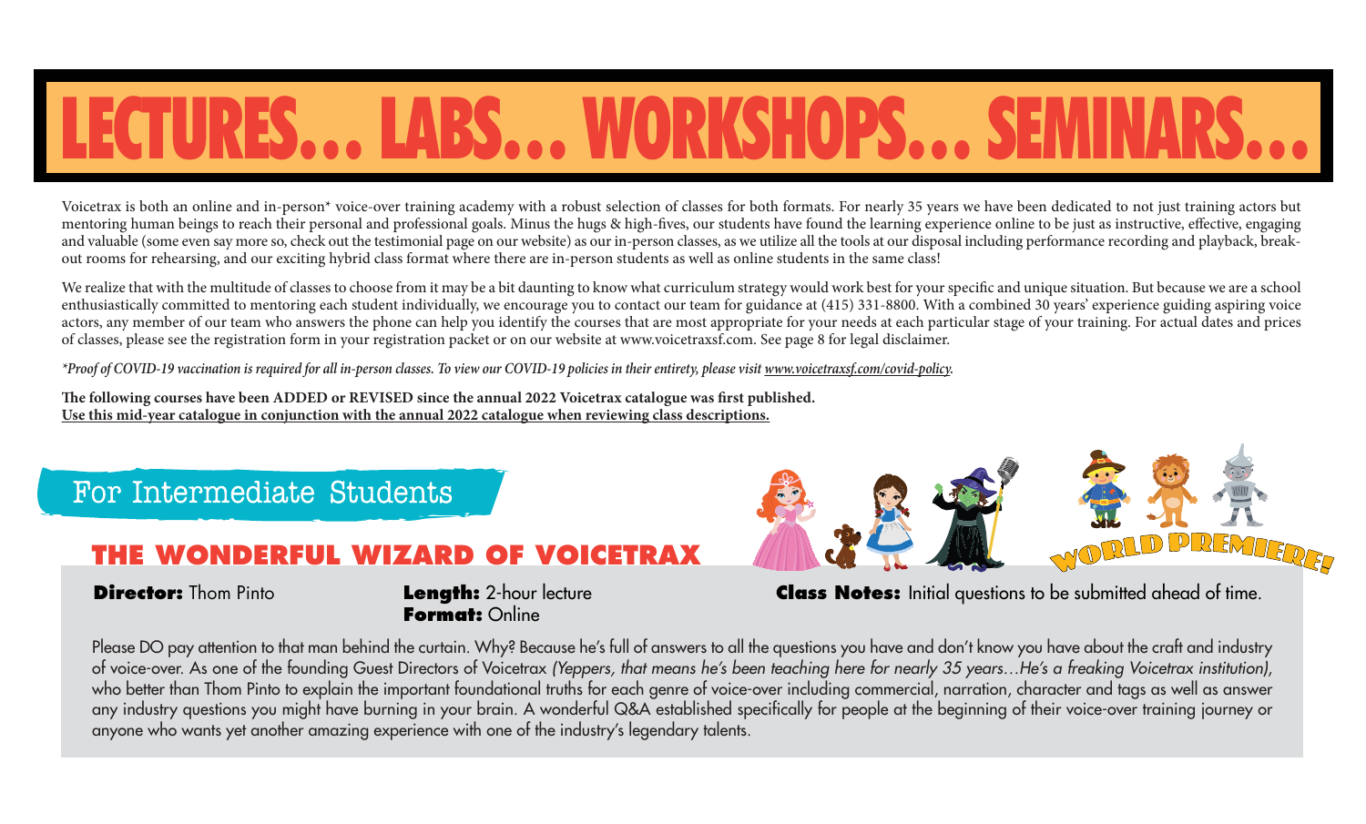# LECTURES... LABS... WORKSHOPS... SEMINARS...

Voicetrax is both an online and in-person* voice-over training academy with a robust selection of classes for both formats. For nearly 35 years we have been dedicated to not just training actors but mentoring human beings to reach their personal and professional goals. Minus the hugs & high-fives, our students have found the learning experience online to be just as instructive, effective, engaging and valuable (some even say more so, check out the testimonial page on our website) as our in-person classes, as we utilize all the tools at our disposal including performance recording and playback, break-out rooms for rehearsing, and our exciting hybrid class format where there are in-person students as well as online students in the same class!

We realize that with the multitude of classes to choose from it may be a bit daunting to know what curriculum strategy would work best for your specific and unique situation. But because we are a school enthusiastically committed to mentoring each student individually, we encourage you to contact our team for guidance at (415) 331-8800. With a combined 30 years' experience guiding aspiring voice actors, any member of our team who answers the phone can help you identify the courses that are most appropriate for your needs at each particular stage of your training. For actual dates and prices of classes, please see the registration form in your registration packet or on our website at www.voicetraxsf.com. See page 8 for legal disclaimer.

*\*Proof of COVID-19 vaccination is required for all in-person classes. To view our COVID-19 policies in their entirety, please visit www.voicetraxsf.com/covid-policy.*

**The following courses have been ADDED or REVISED since the annual 2022 Voicetrax catalogue was first published.**
**Use this mid-year catalogue in conjunction with the annual 2022 catalogue when reviewing class descriptions.**

## For Intermediate Students

### THE WONDERFUL WIZARD OF VOICETRAX

WORLD PREMIERE!

**Director:** Thom Pinto

**Length:** 2-hour lecture
**Format:** Online

**Class Notes:** Initial questions to be submitted ahead of time.

Please DO pay attention to that man behind the curtain. Why? Because he's full of answers to all the questions you have and don't know you have about the craft and industry of voice-over. As one of the founding Guest Directors of Voicetrax *(Yeppers, that means he's been teaching here for nearly 35 years…He's a freaking Voicetrax institution)*, who better than Thom Pinto to explain the important foundational truths for each genre of voice-over including commercial, narration, character and tags as well as answer any industry questions you might have burning in your brain. A wonderful Q&A established specifically for people at the beginning of their voice-over training journey or anyone who wants yet another amazing experience with one of the industry's legendary talents.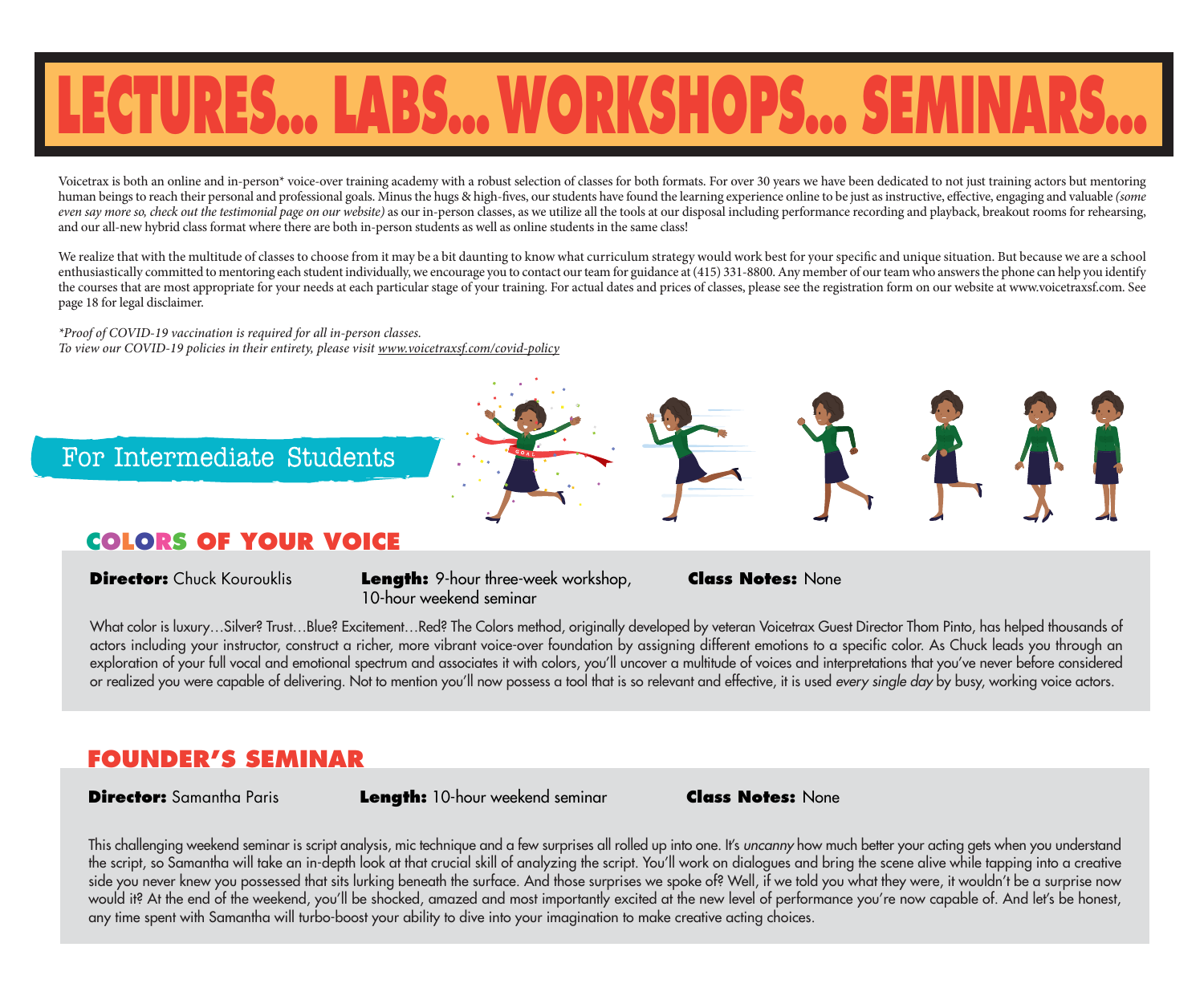# LECTURES... LABS... WORKSHOPS... SEMINARS...

Voicetrax is both an online and in-person* voice-over training academy with a robust selection of classes for both formats. For over 30 years we have been dedicated to not just training actors but mentoring human beings to reach their personal and professional goals. Minus the hugs & high-fives, our students have found the learning experience online to be just as instructive, effective, engaging and valuable *(some even say more so, check out the testimonial page on our website)* as our in-person classes, as we utilize all the tools at our disposal including performance recording and playback, breakout rooms for rehearsing, and our all-new hybrid class format where there are both in-person students as well as online students in the same class!

We realize that with the multitude of classes to choose from it may be a bit daunting to know what curriculum strategy would work best for your specific and unique situation. But because we are a school enthusiastically committed to mentoring each student individually, we encourage you to contact our team for guidance at (415) 331-8800. Any member of our team who answers the phone can help you identify the courses that are most appropriate for your needs at each particular stage of your training. For actual dates and prices of classes, please see the registration form on our website at www.voicetraxsf.com. See page 18 for legal disclaimer.

*\*Proof of COVID-19 vaccination is required for all in-person classes.*
*To view our COVID-19 policies in their entirety, please visit www.voicetraxsf.com/covid-policy*

## For Intermediate Students

### COLORS OF YOUR VOICE

**Director:** Chuck Kourouklis **Length:** 9-hour three-week workshop, 10-hour weekend seminar **Class Notes:** None

What color is luxury…Silver? Trust…Blue? Excitement…Red? The Colors method, originally developed by veteran Voicetrax Guest Director Thom Pinto, has helped thousands of actors including your instructor, construct a richer, more vibrant voice-over foundation by assigning different emotions to a specific color. As Chuck leads you through an exploration of your full vocal and emotional spectrum and associates it with colors, you'll uncover a multitude of voices and interpretations that you've never before considered or realized you were capable of delivering. Not to mention you'll now possess a tool that is so relevant and effective, it is used *every single day* by busy, working voice actors.

### FOUNDER'S SEMINAR

**Director:** Samantha Paris **Length:** 10-hour weekend seminar **Class Notes:** None

This challenging weekend seminar is script analysis, mic technique and a few surprises all rolled up into one. It's *uncanny* how much better your acting gets when you understand the script, so Samantha will take an in-depth look at that crucial skill of analyzing the script. You'll work on dialogues and bring the scene alive while tapping into a creative side you never knew you possessed that sits lurking beneath the surface. And those surprises we spoke of? Well, if we told you what they were, it wouldn't be a surprise now would it? At the end of the weekend, you'll be shocked, amazed and most importantly excited at the new level of performance you're now capable of. And let's be honest, any time spent with Samantha will turbo-boost your ability to dive into your imagination to make creative acting choices.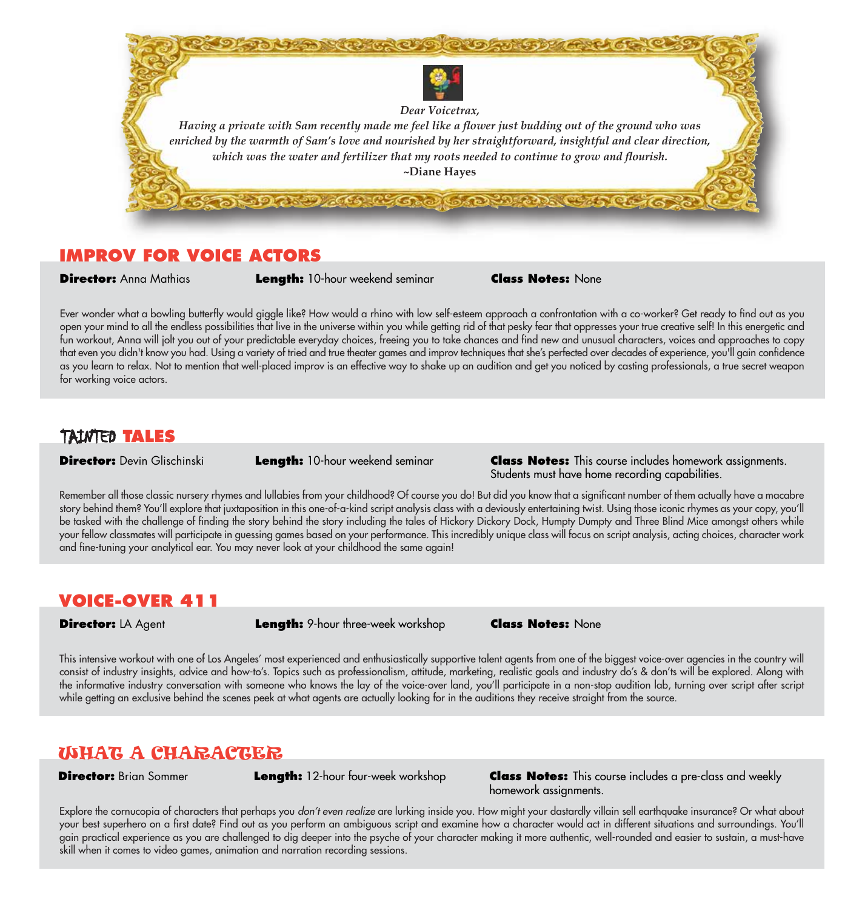*Dear Voicetrax,*
*Having a private with Sam recently made me feel like a flower just budding out of the ground who was enriched by the warmth of Sam's love and nourished by her straightforward, insightful and clear direction, which was the water and fertilizer that my roots needed to continue to grow and flourish.*
**~Diane Hayes**

## IMPROV FOR VOICE ACTORS

**Director:** Anna Mathias **Length:** 10-hour weekend seminar **Class Notes:** None

Ever wonder what a bowling butterfly would giggle like? How would a rhino with low self-esteem approach a confrontation with a co-worker? Get ready to find out as you open your mind to all the endless possibilities that live in the universe within you while getting rid of that pesky fear that oppresses your true creative self! In this energetic and fun workout, Anna will jolt you out of your predictable everyday choices, freeing you to take chances and find new and unusual characters, voices and approaches to copy that even you didn't know you had. Using a variety of tried and true theater games and improv techniques that she's perfected over decades of experience, you'll gain confidence as you learn to relax. Not to mention that well-placed improv is an effective way to shake up an audition and get you noticed by casting professionals, a true secret weapon for working voice actors.

## TAINTED TALES

**Director:** Devin Glischinski **Length:** 10-hour weekend seminar **Class Notes:** This course includes homework assignments. Students must have home recording capabilities.

Remember all those classic nursery rhymes and lullabies from your childhood? Of course you do! But did you know that a significant number of them actually have a macabre story behind them? You'll explore that juxtaposition in this one-of-a-kind script analysis class with a deviously entertaining twist. Using those iconic rhymes as your copy, you'll be tasked with the challenge of finding the story behind the story including the tales of Hickory Dickory Dock, Humpty Dumpty and Three Blind Mice amongst others while your fellow classmates will participate in guessing games based on your performance. This incredibly unique class will focus on script analysis, acting choices, character work and fine-tuning your analytical ear. You may never look at your childhood the same again!

## VOICE-OVER 411

**Director:** LA Agent **Length:** 9-hour three-week workshop **Class Notes:** None

This intensive workout with one of Los Angeles' most experienced and enthusiastically supportive talent agents from one of the biggest voice-over agencies in the country will consist of industry insights, advice and how-to's. Topics such as professionalism, attitude, marketing, realistic goals and industry do's & don'ts will be explored. Along with the informative industry conversation with someone who knows the lay of the voice-over land, you'll participate in a non-stop audition lab, turning over script after script while getting an exclusive behind the scenes peek at what agents are actually looking for in the auditions they receive straight from the source.

## WHAT A CHARACTER

**Director:** Brian Sommer **Length:** 12-hour four-week workshop **Class Notes:** This course includes a pre-class and weekly homework assignments.

Explore the cornucopia of characters that perhaps you *don't even realize* are lurking inside you. How might your dastardly villain sell earthquake insurance? Or what about your best superhero on a first date? Find out as you perform an ambiguous script and examine how a character would act in different situations and surroundings. You'll gain practical experience as you are challenged to dig deeper into the psyche of your character making it more authentic, well-rounded and easier to sustain, a must-have skill when it comes to video games, animation and narration recording sessions.